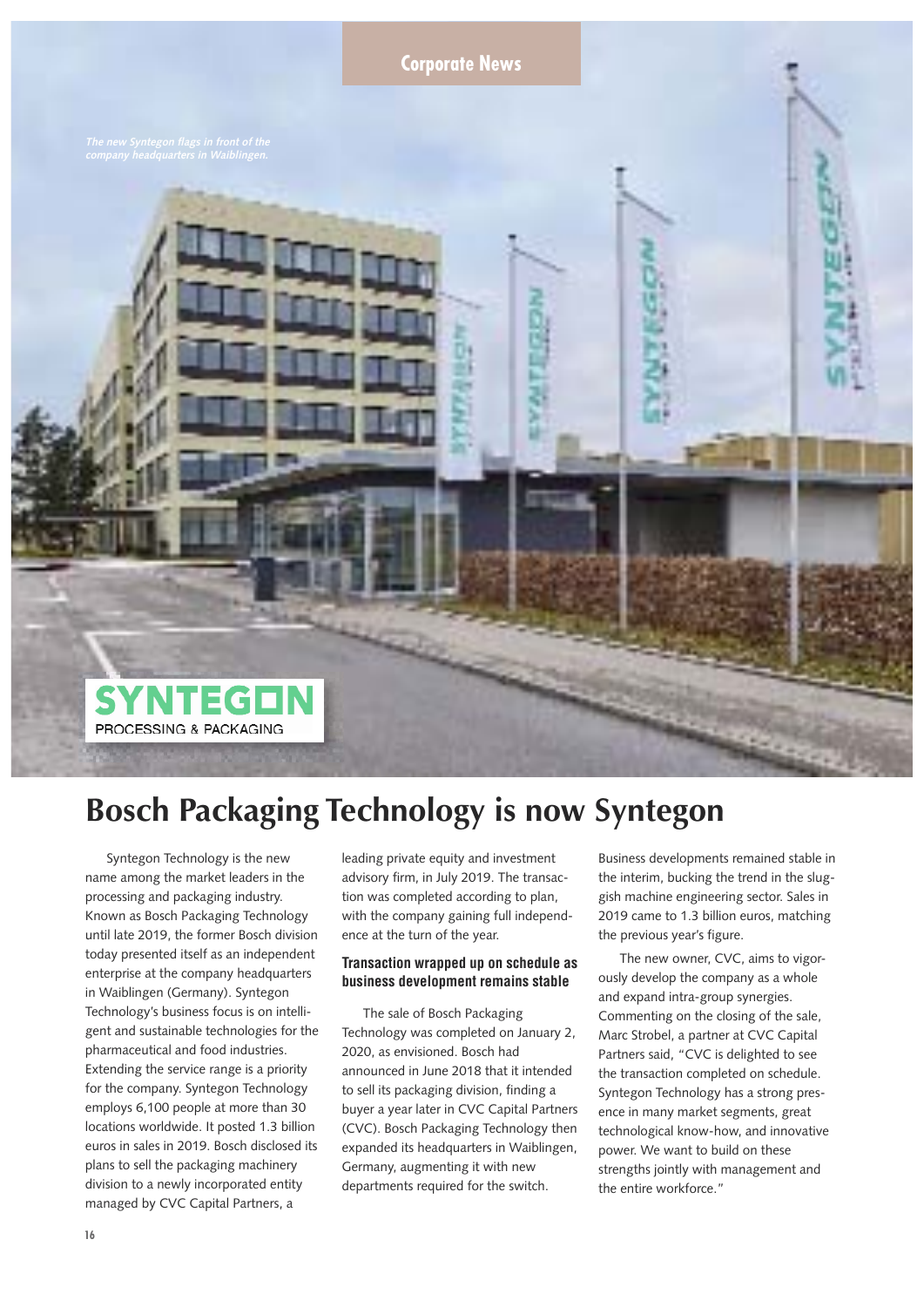Corporate News

*The new Syntegon flags in front of the company headquarters in Waiblingen.*

# Bosch Packaging Technology is now Syntegon

Syntegon Technology is the new name among the market leaders in the processing and packaging industry. Known as Bosch Packaging Technology until late 2019, the former Bosch division today presented itself as an independent enterprise at the company headquarters in Waiblingen (Germany). Syntegon Technology's business focus is on intelligent and sustainable technologies for the pharmaceutical and food industries. Extending the service range is a priority for the company. Syntegon Technology employs 6,100 people at more than 30 locations worldwide. It posted 1.3 billion euros in sales in 2019. Bosch disclosed its plans to sell the packaging machinery division to a newly incorporated entity managed by CVC Capital Partners, a leading private equity and investment advisory firm, in July 2019. The transaction was completed according to plan, with the company gaining full independence at the turn of the year.

## Transaction wrapped up on schedule as business development remains stable

The sale of Bosch Packaging Technology was completed on January 2, 2020, as envisioned. Bosch had announced in June 2018 that it intended to sell its packaging division, finding a buyer a year later in CVC Capital Partners (CVC). Bosch Packaging Technology then expanded its headquarters in Waiblingen, Germany, augmenting it with new departments required for the switch. Business developments remained stable in the interim, bucking the trend in the sluggish machine engineering sector. Sales in 2019 came to 1.3 billion euros, matching the previous year's figure.

The new owner, CVC, aims to vigorously develop the company as a whole and expand intra-group synergies. Commenting on the closing of the sale, Marc Strobel, a partner at CVC Capital Partners said, "CVC is delighted to see the transaction completed on schedule. Syntegon Technology has a strong presence in many market segments, great technological know-how, and innovative power. We want to build on these strengths jointly with management and the entire workforce."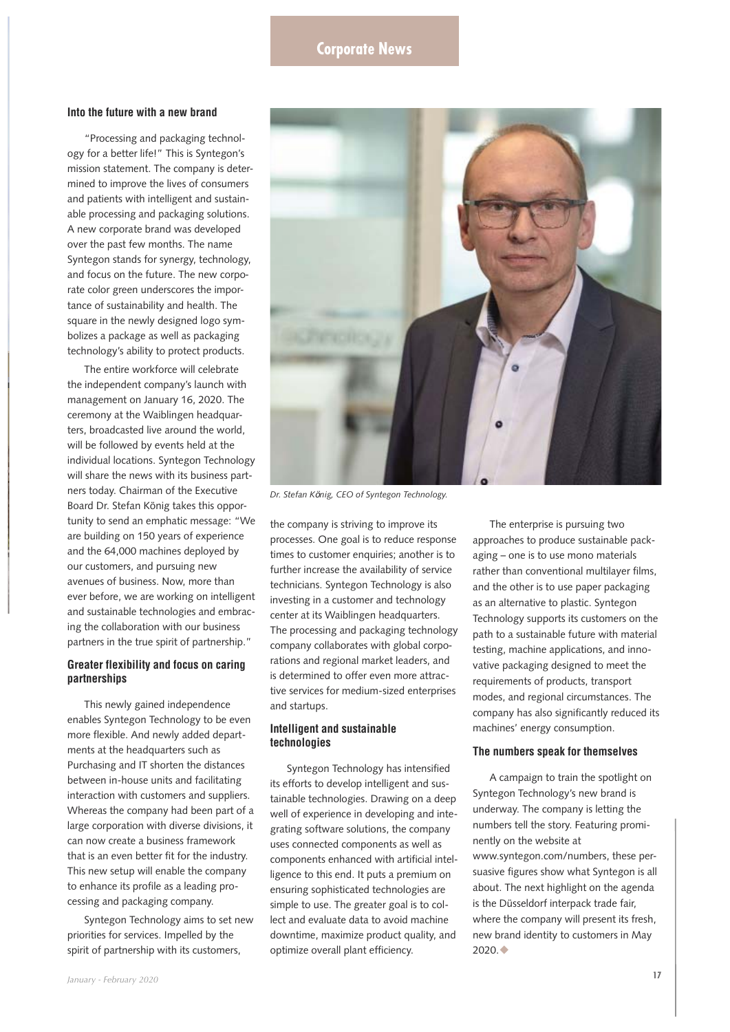# Corporate News

## Into the future with a new brand

"Processing and packaging technology for a better life!" This is Syntegon's mission statement. The company is determined to improve the lives of consumers and patients with intelligent and sustainable processing and packaging solutions. A new corporate brand was developed over the past few months. The name Syntegon stands for synergy, technology, and focus on the future. The new corporate color green underscores the importance of sustainability and health. The square in the newly designed logo symbolizes a package as well as packaging technology's ability to protect products.

The entire workforce will celebrate the independent company's launch with management on January 16, 2020. The ceremony at the Waiblingen headquarters, broadcasted live around the world, will be followed by events held at the individual locations. Syntegon Technology will share the news with its business partners today. Chairman of the Executive Board Dr. Stefan König takes this opportunity to send an emphatic message: "We are building on 150 years of experience and the 64,000 machines deployed by our customers, and pursuing new avenues of business. Now, more than ever before, we are working on intelligent and sustainable technologies and embracing the collaboration with our business partners in the true spirit of partnership."

## Greater flexibility and focus on caring partnerships

This newly gained independence enables Syntegon Technology to be even more flexible. And newly added departments at the headquarters such as Purchasing and IT shorten the distances between in-house units and facilitating interaction with customers and suppliers. Whereas the company had been part of a large corporation with diverse divisions, it can now create a business framework that is an even better fit for the industry. This new setup will enable the company to enhance its profile as a leading processing and packaging company.

Syntegon Technology aims to set new priorities for services. Impelled by the spirit of partnership with its customers, the company is striving to improve its processes. One goal is to reduce response times to customer enquiries; another is to further increase the availability of service technicians. Syntegon Technology is also investing in a customer and technology center at its Waiblingen headquarters. The processing and packaging technology company collaborates with global corporations and regional market leaders, and is determined to offer even more attractive services for medium-sized enterprises and startups.

*Dr. Stefan König, CEO of Syntegon Technology.*

## Intelligent and sustainable technologies

Syntegon Technology has intensified its efforts to develop intelligent and sustainable technologies. Drawing on a deep well of experience in developing and integrating software solutions, the company uses connected components as well as components enhanced with artificial intelligence to this end. It puts a premium on ensuring sophisticated technologies are simple to use. The greater goal is to collect and evaluate data to avoid machine downtime, maximize product quality, and optimize overall plant efficiency.

The enterprise is pursuing two approaches to produce sustainable packaging – one is to use mono materials rather than conventional multilayer films, and the other is to use paper packaging as an alternative to plastic. Syntegon Technology supports its customers on the path to a sustainable future with material testing, machine applications, and innovative packaging designed to meet the requirements of products, transport modes, and regional circumstances. The company has also significantly reduced its machines' energy consumption.

## The numbers speak for themselves

A campaign to train the spotlight on Syntegon Technology's new brand is underway. The company is letting the numbers tell the story. Featuring prominently on the website at www.syntegon.com/numbers, these persuasive figures show what Syntegon is all about. The next highlight on the agenda is the Düsseldorf interpack trade fair, where the company will present its fresh, new brand identity to customers in May 2020.◆